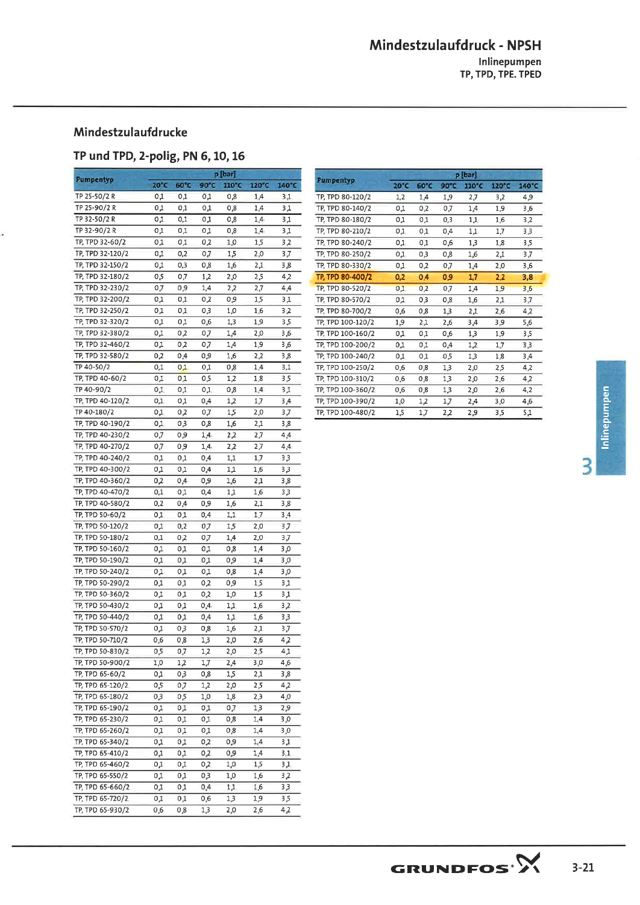# Mindestzulaufdruck - NPSH

Inlinepumpen
TP, TPD, TPE. TPED

## Mindestzulaufdrucke

### TP und TPD, 2-polig, PN 6, 10, 16

| Pumpentyp | p [bar] | | | | | |
|---|---|---|---|---|---|---|
| | 20°C | 60°C | 90°C | 110°C | 120°C | 140°C |
| TP 25-50/2 R | 0,1 | 0,1 | 0,1 | 0,8 | 1,4 | 3,1 |
| TP 25-90/2 R | 0,1 | 0,1 | 0,1 | 0,8 | 1,4 | 3,1 |
| TP 32-50/2 R | 0,1 | 0,1 | 0,1 | 0,8 | 1,4 | 3,1 |
| TP 32-90/2 R | 0,1 | 0,1 | 0,1 | 0,8 | 1,4 | 3,1 |
| TP, TPD 32-60/2 | 0,1 | 0,1 | 0,2 | 1,0 | 1,5 | 3,2 |
| TP, TPD 32-120/2 | 0,1 | 0,2 | 0,7 | 1,5 | 2,0 | 3,7 |
| TP, TPD 32-150/2 | 0,1 | 0,3 | 0,8 | 1,6 | 2,1 | 3,8 |
| TP, TPD 32-180/2 | 0,5 | 0,7 | 1,2 | 2,0 | 2,5 | 4,2 |
| TP, TPD 32-230/2 | 0,7 | 0,9 | 1,4 | 2,2 | 2,7 | 4,4 |
| TP, TPD 32-200/2 | 0,1 | 0,1 | 0,2 | 0,9 | 1,5 | 3,1 |
| TP, TPD 32-250/2 | 0,1 | 0,1 | 0,3 | 1,0 | 1,6 | 3,2 |
| TP, TPD 32-320/2 | 0,1 | 0,1 | 0,6 | 1,3 | 1,9 | 3,5 |
| TP, TPD 32-380/2 | 0,1 | 0,2 | 0,7 | 1,4 | 2,0 | 3,6 |
| TP, TPD 32-460/2 | 0,1 | 0,2 | 0,7 | 1,4 | 1,9 | 3,6 |
| TP, TPD 32-580/2 | 0,2 | 0,4 | 0,9 | 1,6 | 2,2 | 3,8 |
| TP 40-50/2 | 0,1 | 0,1 | 0,1 | 0,8 | 1,4 | 3,1 |
| TP, TPD 40-60/2 | 0,1 | 0,1 | 0,5 | 1,2 | 1,8 | 3,5 |
| TP 40-90/2 | 0,1 | 0,1 | 0,1 | 0,8 | 1,4 | 3,1 |
| TP, TPD 40-120/2 | 0,1 | 0,1 | 0,4 | 1,2 | 1,7 | 3,4 |
| TP 40-180/2 | 0,1 | 0,2 | 0,7 | 1,5 | 2,0 | 3,7 |
| TP, TPD 40-190/2 | 0,1 | 0,3 | 0,8 | 1,6 | 2,1 | 3,8 |
| TP, TPD 40-230/2 | 0,7 | 0,9 | 1,4 | 2,2 | 2,7 | 4,4 |
| TP, TPD 40-270/2 | 0,7 | 0,9 | 1,4 | 2,2 | 2,7 | 4,4 |
| TP, TPD 40-240/2 | 0,1 | 0,1 | 0,4 | 1,1 | 1,7 | 3,3 |
| TP, TPD 40-300/2 | 0,1 | 0,1 | 0,4 | 1,1 | 1,6 | 3,3 |
| TP, TPD 40-360/2 | 0,2 | 0,4 | 0,9 | 1,6 | 2,1 | 3,8 |
| TP, TPD 40-470/2 | 0,1 | 0,1 | 0,4 | 1,1 | 1,6 | 3,3 |
| TP, TPD 40-580/2 | 0,2 | 0,4 | 0,9 | 1,6 | 2,1 | 3,8 |
| TP, TPD 50-60/2 | 0,1 | 0,1 | 0,4 | 1,1 | 1,7 | 3,4 |
| TP, TPD 50-120/2 | 0,1 | 0,2 | 0,7 | 1,5 | 2,0 | 3,7 |
| TP, TPD 50-180/2 | 0,1 | 0,2 | 0,7 | 1,4 | 2,0 | 3,7 |
| TP, TPD 50-160/2 | 0,1 | 0,1 | 0,1 | 0,8 | 1,4 | 3,0 |
| TP, TPD 50-190/2 | 0,1 | 0,1 | 0,1 | 0,9 | 1,4 | 3,0 |
| TP, TPD 50-240/2 | 0,1 | 0,1 | 0,1 | 0,8 | 1,4 | 3,0 |
| TP, TPD 50-290/2 | 0,1 | 0,1 | 0,2 | 0,9 | 1,5 | 3,1 |
| TP, TPD 50-360/2 | 0,1 | 0,1 | 0,2 | 1,0 | 1,5 | 3,1 |
| TP, TPD 50-430/2 | 0,1 | 0,1 | 0,4 | 1,1 | 1,6 | 3,2 |
| TP, TPD 50-440/2 | 0,1 | 0,1 | 0,4 | 1,1 | 1,6 | 3,3 |
| TP, TPD 50-570/2 | 0,1 | 0,3 | 0,8 | 1,6 | 2,1 | 3,7 |
| TP, TPD 50-710/2 | 0,6 | 0,8 | 1,3 | 2,0 | 2,6 | 4,2 |
| TP, TPD 50-830/2 | 0,5 | 0,7 | 1,2 | 2,0 | 2,5 | 4,1 |
| TP, TPD 50-900/2 | 1,0 | 1,2 | 1,7 | 2,4 | 3,0 | 4,6 |
| TP, TPD 65-60/2 | 0,1 | 0,3 | 0,8 | 1,5 | 2,1 | 3,8 |
| TP, TPD 65-120/2 | 0,5 | 0,7 | 1,2 | 2,0 | 2,5 | 4,2 |
| TP, TPD 65-180/2 | 0,3 | 0,5 | 1,0 | 1,8 | 2,3 | 4,0 |
| TP, TPD 65-190/2 | 0,1 | 0,1 | 0,1 | 0,7 | 1,3 | 2,9 |
| TP, TPD 65-230/2 | 0,1 | 0,1 | 0,1 | 0,8 | 1,4 | 3,0 |
| TP, TPD 65-260/2 | 0,1 | 0,1 | 0,1 | 0,8 | 1,4 | 3,0 |
| TP, TPD 65-340/2 | 0,1 | 0,1 | 0,2 | 0,9 | 1,4 | 3,1 |
| TP, TPD 65-410/2 | 0,1 | 0,1 | 0,2 | 0,9 | 1,4 | 3,1 |
| TP, TPD 65-460/2 | 0,1 | 0,1 | 0,2 | 1,0 | 1,5 | 3,1 |
| TP, TPD 65-550/2 | 0,1 | 0,1 | 0,3 | 1,0 | 1,6 | 3,2 |
| TP, TPD 65-660/2 | 0,1 | 0,1 | 0,4 | 1,1 | 1,6 | 3,3 |
| TP, TPD 65-720/2 | 0,1 | 0,1 | 0,6 | 1,3 | 1,9 | 3,5 |
| TP, TPD 65-930/2 | 0,6 | 0,8 | 1,3 | 2,0 | 2,6 | 4,2 |

| Pumpentyp | p [bar] | | | | | |
|---|---|---|---|---|---|---|
| | 20°C | 60°C | 90°C | 110°C | 120°C | 140°C |
| TP, TPD 80-120/2 | 1,2 | 1,4 | 1,9 | 2,7 | 3,2 | 4,9 |
| TP, TPD 80-140/2 | 0,1 | 0,2 | 0,7 | 1,4 | 1,9 | 3,6 |
| TP, TPD 80-180/2 | 0,1 | 0,1 | 0,3 | 1,1 | 1,6 | 3,2 |
| TP, TPD 80-210/2 | 0,1 | 0,1 | 0,4 | 1,1 | 1,7 | 3,3 |
| TP, TPD 80-240/2 | 0,1 | 0,1 | 0,6 | 1,3 | 1,8 | 3,5 |
| TP, TPD 80-250/2 | 0,1 | 0,3 | 0,8 | 1,6 | 2,1 | 3,7 |
| TP, TPD 80-330/2 | 0,1 | 0,2 | 0,7 | 1,4 | 2,0 | 3,6 |
| **TP, TPD 80-400/2** | **0,2** | **0,4** | **0,9** | **1,7** | **2,2** | **3,8** |
| TP, TPD 80-520/2 | 0,1 | 0,2 | 0,7 | 1,4 | 1,9 | 3,6 |
| TP, TPD 80-570/2 | 0,1 | 0,3 | 0,8 | 1,6 | 2,1 | 3,7 |
| TP, TPD 80-700/2 | 0,6 | 0,8 | 1,3 | 2,1 | 2,6 | 4,2 |
| TP, TPD 100-120/2 | 1,9 | 2,1 | 2,6 | 3,4 | 3,9 | 5,6 |
| TP, TPD 100-160/2 | 0,1 | 0,1 | 0,6 | 1,3 | 1,9 | 3,5 |
| TP, TPD 100-200/2 | 0,1 | 0,1 | 0,4 | 1,2 | 1,7 | 3,3 |
| TP, TPD 100-240/2 | 0,1 | 0,1 | 0,5 | 1,3 | 1,8 | 3,4 |
| TP, TPD 100-250/2 | 0,6 | 0,8 | 1,3 | 2,0 | 2,5 | 4,2 |
| TP, TPD 100-310/2 | 0,6 | 0,8 | 1,3 | 2,0 | 2,6 | 4,2 |
| TP, TPD 100-360/2 | 0,6 | 0,8 | 1,3 | 2,0 | 2,6 | 4,2 |
| TP, TPD 100-390/2 | 1,0 | 1,2 | 1,7 | 2,4 | 3,0 | 4,6 |
| TP, TPD 100-480/2 | 1,5 | 1,7 | 2,2 | 2,9 | 3,5 | 5,1 |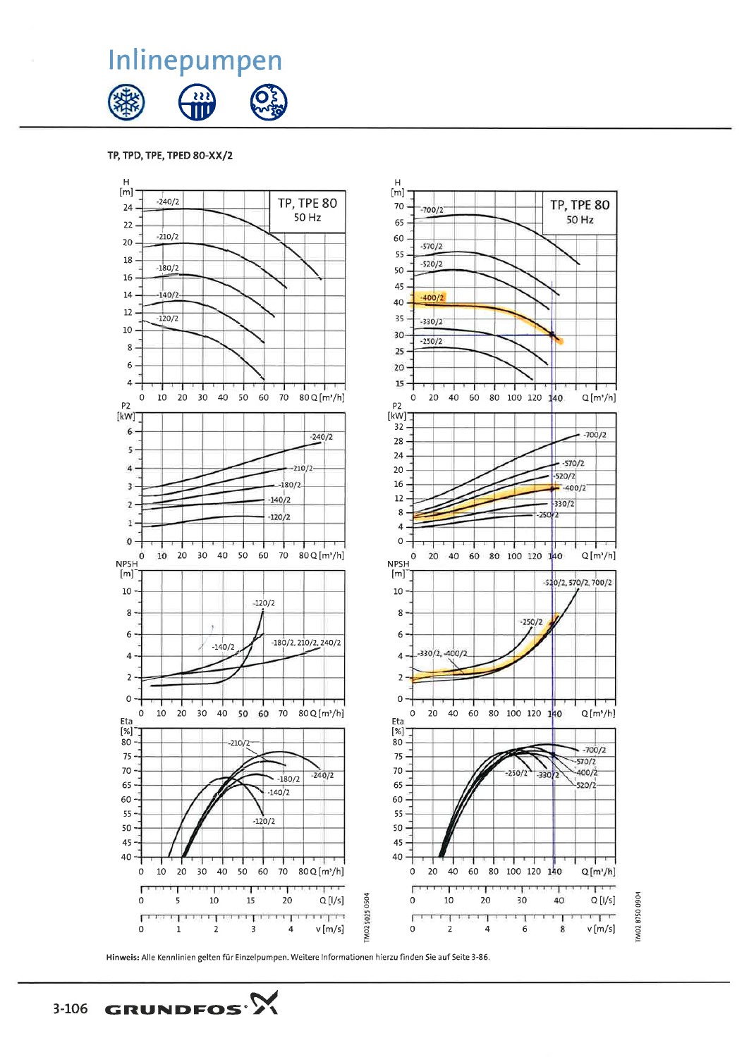# Inlinepumpen

TP, TPD, TPE, TPED 80-XX/2

TP, TPE 80
50 Hz

H [m]

-240/2, -210/2, -180/2, -140/2, -120/2

Q [m³/h]

P2 [kW]

NPSH [m]

-180/2, 210/2, 240/2

Eta [%]

Q [l/s]

v [m/s]

TM02 5025 0504

TP, TPE 80
50 Hz

-700/2, -570/2, -520/2, -400/2, -330/2, -250/2

-520/2, 570/2, 700/2

-330/2, -400/2

TM02 8750 0904

**Hinweis:** Alle Kennlinien gelten für Einzelpumpen. Weitere Informationen hierzu finden Sie auf Seite 3-86.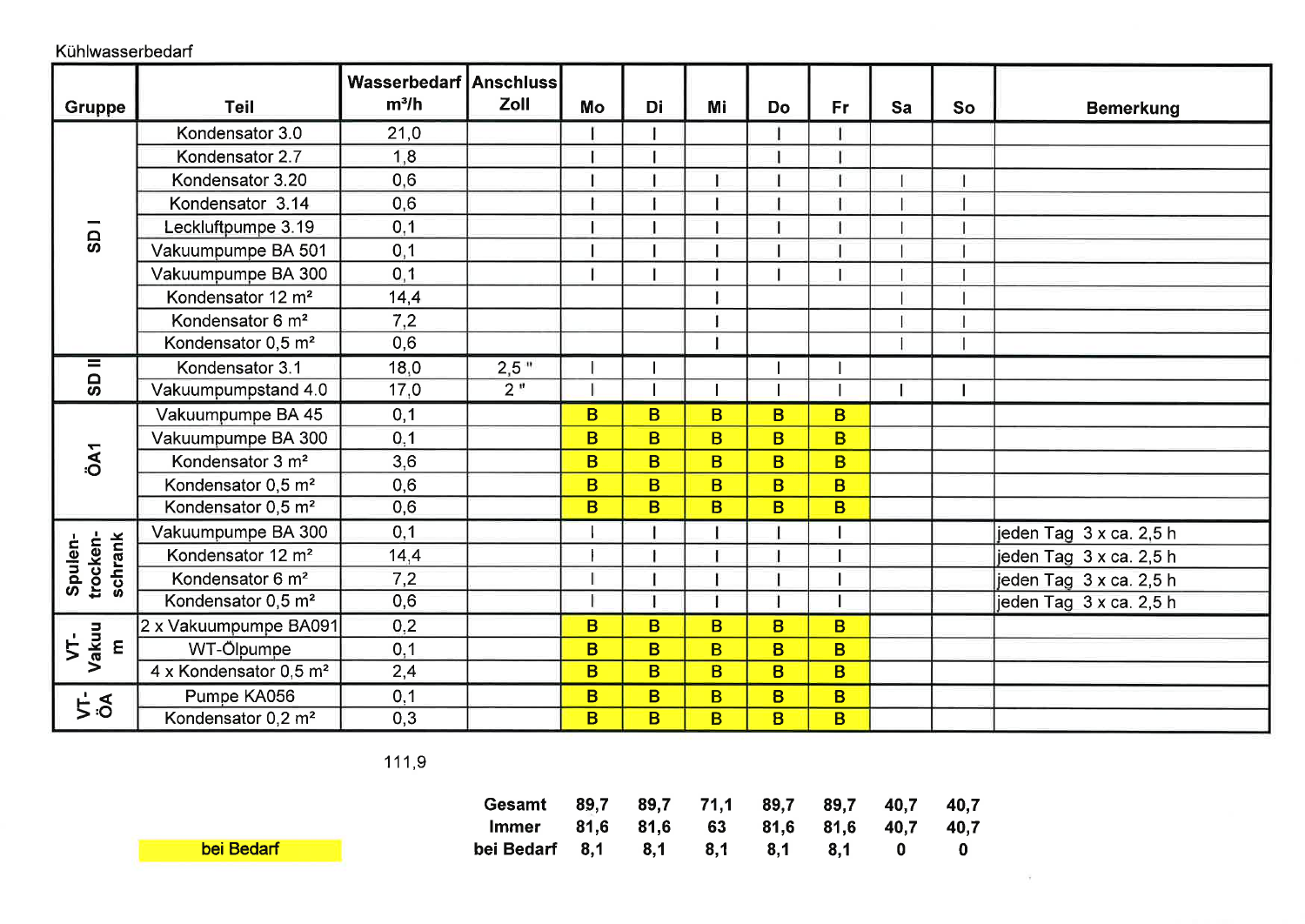Kühlwasserbedarf

| Gruppe | Teil | Wasserbedarf m³/h | Anschluss Zoll | Mo | Di | Mi | Do | Fr | Sa | So | Bemerkung |
|---|---|---|---|---|---|---|---|---|---|---|---|
| SD I | Kondensator 3.0 | 21,0 | | I | I | | I | I | | | |
| | Kondensator 2.7 | 1,8 | | I | I | | I | I | | | |
| | Kondensator 3.20 | 0,6 | | I | I | I | I | I | I | I | |
| | Kondensator 3.14 | 0,6 | | I | I | I | I | I | I | I | |
| | Leckluftpumpe 3.19 | 0,1 | | I | I | I | I | I | I | I | |
| | Vakuumpumpe BA 501 | 0,1 | | I | I | I | I | I | I | I | |
| | Vakuumpumpe BA 300 | 0,1 | | I | I | I | I | I | I | I | |
| | Kondensator 12 m² | 14,4 | | | | I | | | I | I | |
| | Kondensator 6 m² | 7,2 | | | | I | | | I | I | |
| | Kondensator 0,5 m² | 0,6 | | | | I | | | I | I | |
| SD II | Kondensator 3.1 | 18,0 | 2,5 " | I | I | | I | I | | | |
| | Vakuumpumpstand 4.0 | 17,0 | 2 " | I | I | I | I | I | I | I | |
| ÖA1 | Vakuumpumpe BA 45 | 0,1 | | B | B | B | B | B | | | |
| | Vakuumpumpe BA 300 | 0,1 | | B | B | B | B | B | | | |
| | Kondensator 3 m² | 3,6 | | B | B | B | B | B | | | |
| | Kondensator 0,5 m² | 0,6 | | B | B | B | B | B | | | |
| | Kondensator 0,5 m² | 0,6 | | B | B | B | B | B | | | |
| Spulen-trocken-schrank | Vakuumpumpe BA 300 | 0,1 | | I | I | I | I | I | | | jeden Tag 3 x ca. 2,5 h |
| | Kondensator 12 m² | 14,4 | | I | I | I | I | I | | | jeden Tag 3 x ca. 2,5 h |
| | Kondensator 6 m² | 7,2 | | I | I | I | I | I | | | jeden Tag 3 x ca. 2,5 h |
| | Kondensator 0,5 m² | 0,6 | | I | I | I | I | I | | | jeden Tag 3 x ca. 2,5 h |
| VT-Vakuum | 2 x Vakuumpumpe BA091 | 0,2 | | B | B | B | B | B | | | |
| | WT-Ölpumpe | 0,1 | | B | B | B | B | B | | | |
| | 4 x Kondensator 0,5 m² | 2,4 | | B | B | B | B | B | | | |
| VT-ÖA | Pumpe KA056 | 0,1 | | B | B | B | B | B | | | |
| | Kondensator 0,2 m² | 0,3 | | B | B | B | B | B | | | |

111,9

| | Mo | Di | Mi | Do | Fr | Sa | So |
|---|---|---|---|---|---|---|---|
| **Gesamt** | **89,7** | **89,7** | **71,1** | **89,7** | **89,7** | **40,7** | **40,7** |
| **Immer** | **81,6** | **81,6** | **63** | **81,6** | **81,6** | **40,7** | **40,7** |
| **bei Bedarf** | **8,1** | **8,1** | **8,1** | **8,1** | **8,1** | **0** | **0** |

B = bei Bedarf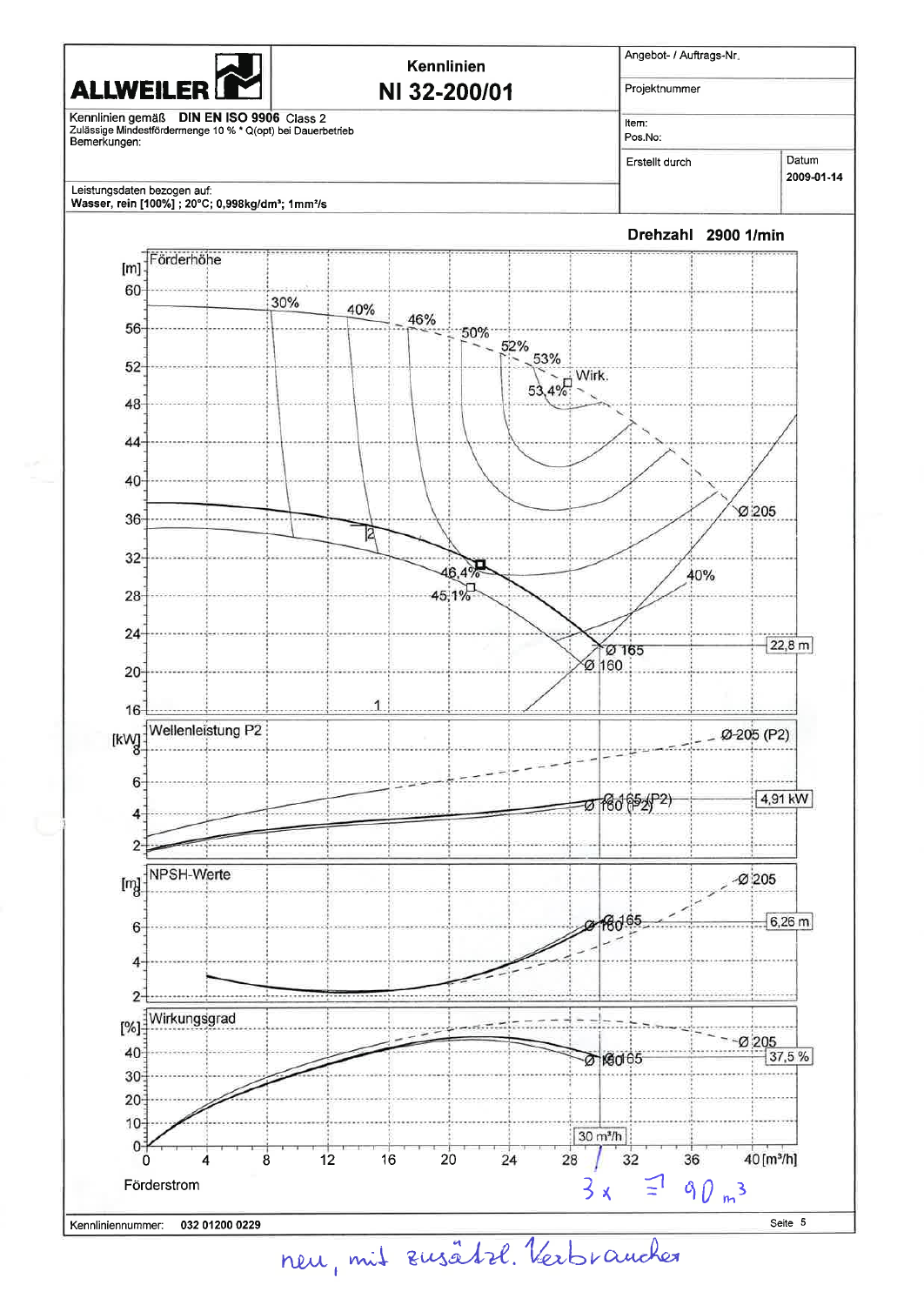# ALLWEILER

## Kennlinien
## NI 32-200/01

| | |
|---|---|
| Angebot- / Auftrags-Nr. | |
| Projektnummer | |
| Item: | |
| Pos.No: | |
| Erstellt durch | Datum 2009-01-14 |

Kennlinien gemäß **DIN EN ISO 9906** Class 2
Zulässige Mindestfördermenge 10 % * Q(opt) bei Dauerbetrieb
Bemerkungen:

Leistungsdaten bezogen auf:
**Wasser, rein [100%] ; 20°C; 0,998kg/dm³; 1mm²/s**

**Drehzahl 2900 1/min**

[m] Förderhöhe
60, 56, 52, 48, 44, 40, 36, 32, 28, 24, 20, 16
30%, 40%, 46%, 50%, 52%, 53%, Wirk., 53,4%
Ø 205
46,4%
45,1%
40%
2
1
Ø 165
Ø 160
22,8 m

[kW] Wellenleistung P2
8, 6, 4, 2
Ø 205 (P2)
Ø 165 (P2)
Ø 160 (P2)
4,91 kW

[m] NPSH-Werte
8, 6, 4, 2
Ø 205
Ø 165
Ø 160
6,26 m

[%] Wirkungsgrad
40, 30, 20, 10, 0
Ø 205
Ø 160
Ø 165
37,5 %

30 m³/h
0, 4, 8, 12, 16, 20, 24, 28, 32, 36, 40 [m³/h]
Förderstrom

3 x ≙ 90 m³

Kennliniennummer: 032 01200 0229

neu, mit zusätzl. Verbraucher